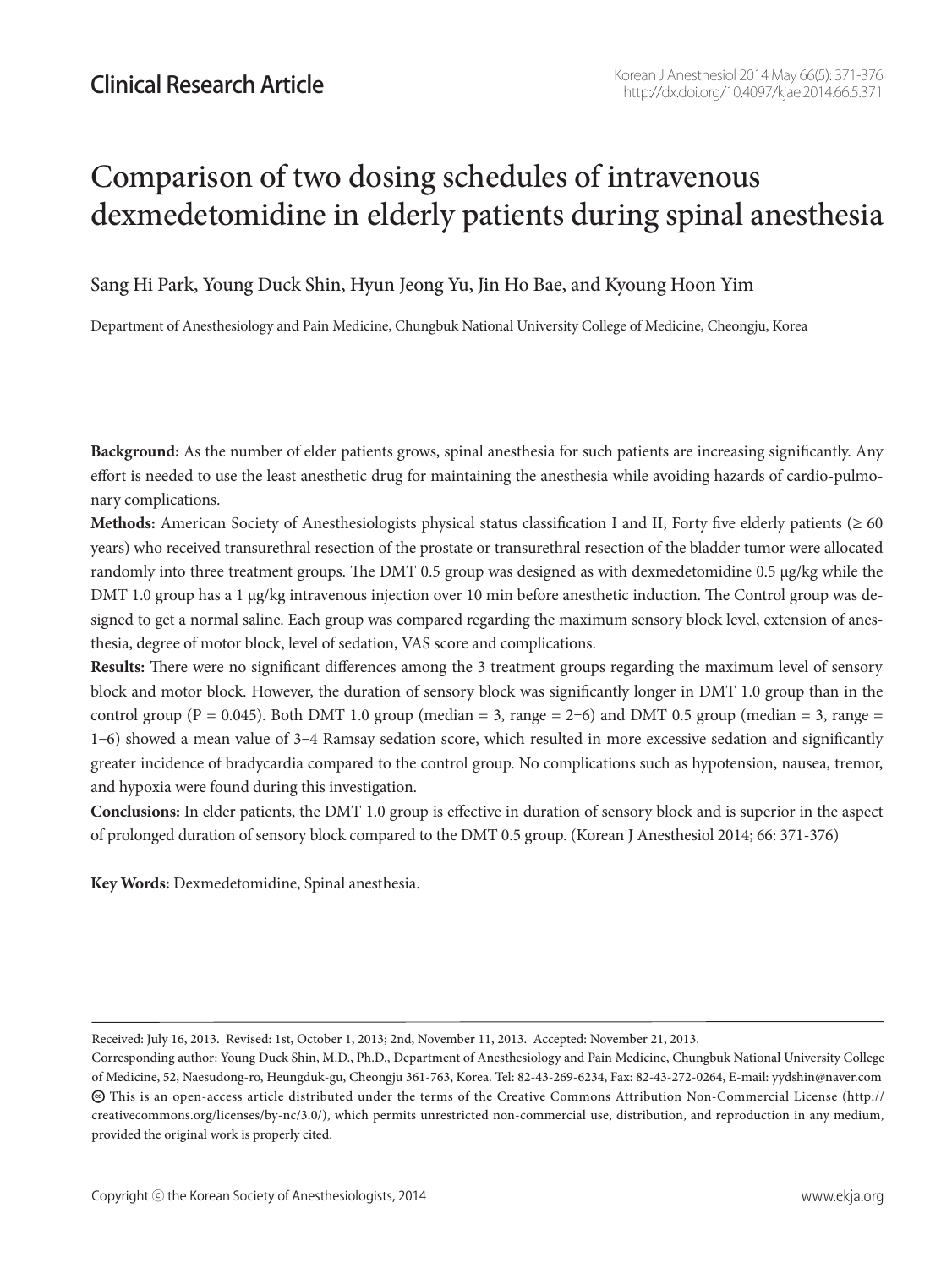Clinical Research Article

# Comparison of two dosing schedules of intravenous dexmedetomidine in elderly patients during spinal anesthesia

Sang Hi Park, Young Duck Shin, Hyun Jeong Yu, Jin Ho Bae, and Kyoung Hoon Yim

Department of Anesthesiology and Pain Medicine, Chungbuk National University College of Medicine, Cheongju, Korea

**Background:** As the number of elder patients grows, spinal anesthesia for such patients are increasing significantly. Any effort is needed to use the least anesthetic drug for maintaining the anesthesia while avoiding hazards of cardio-pulmonary complications.

**Methods:** American Society of Anesthesiologists physical status classification I and II, Forty five elderly patients (≥ 60 years) who received transurethral resection of the prostate or transurethral resection of the bladder tumor were allocated randomly into three treatment groups. The DMT 0.5 group was designed as with dexmedetomidine 0.5 μg/kg while the DMT 1.0 group has a 1 μg/kg intravenous injection over 10 min before anesthetic induction. The Control group was designed to get a normal saline. Each group was compared regarding the maximum sensory block level, extension of anesthesia, degree of motor block, level of sedation, VAS score and complications.

**Results:** There were no significant differences among the 3 treatment groups regarding the maximum level of sensory block and motor block. However, the duration of sensory block was significantly longer in DMT 1.0 group than in the control group (P = 0.045). Both DMT 1.0 group (median = 3, range = 2–6) and DMT 0.5 group (median = 3, range = 1–6) showed a mean value of 3–4 Ramsay sedation score, which resulted in more excessive sedation and significantly greater incidence of bradycardia compared to the control group. No complications such as hypotension, nausea, tremor, and hypoxia were found during this investigation.

**Conclusions:** In elder patients, the DMT 1.0 group is effective in duration of sensory block and is superior in the aspect of prolonged duration of sensory block compared to the DMT 0.5 group. (Korean J Anesthesiol 2014; 66: 371-376)

**Key Words:** Dexmedetomidine, Spinal anesthesia.

Received: July 16, 2013. Revised: 1st, October 1, 2013; 2nd, November 11, 2013. Accepted: November 21, 2013.

Corresponding author: Young Duck Shin, M.D., Ph.D., Department of Anesthesiology and Pain Medicine, Chungbuk National University College of Medicine, 52, Naesudong-ro, Heungduk-gu, Cheongju 361-763, Korea. Tel: 82-43-269-6234, Fax: 82-43-272-0264, E-mail: yydshin@naver.com

This is an open-access article distributed under the terms of the Creative Commons Attribution Non-Commercial License (http://creativecommons.org/licenses/by-nc/3.0/), which permits unrestricted non-commercial use, distribution, and reproduction in any medium, provided the original work is properly cited.

Copyright ⓒ the Korean Society of Anesthesiologists, 2014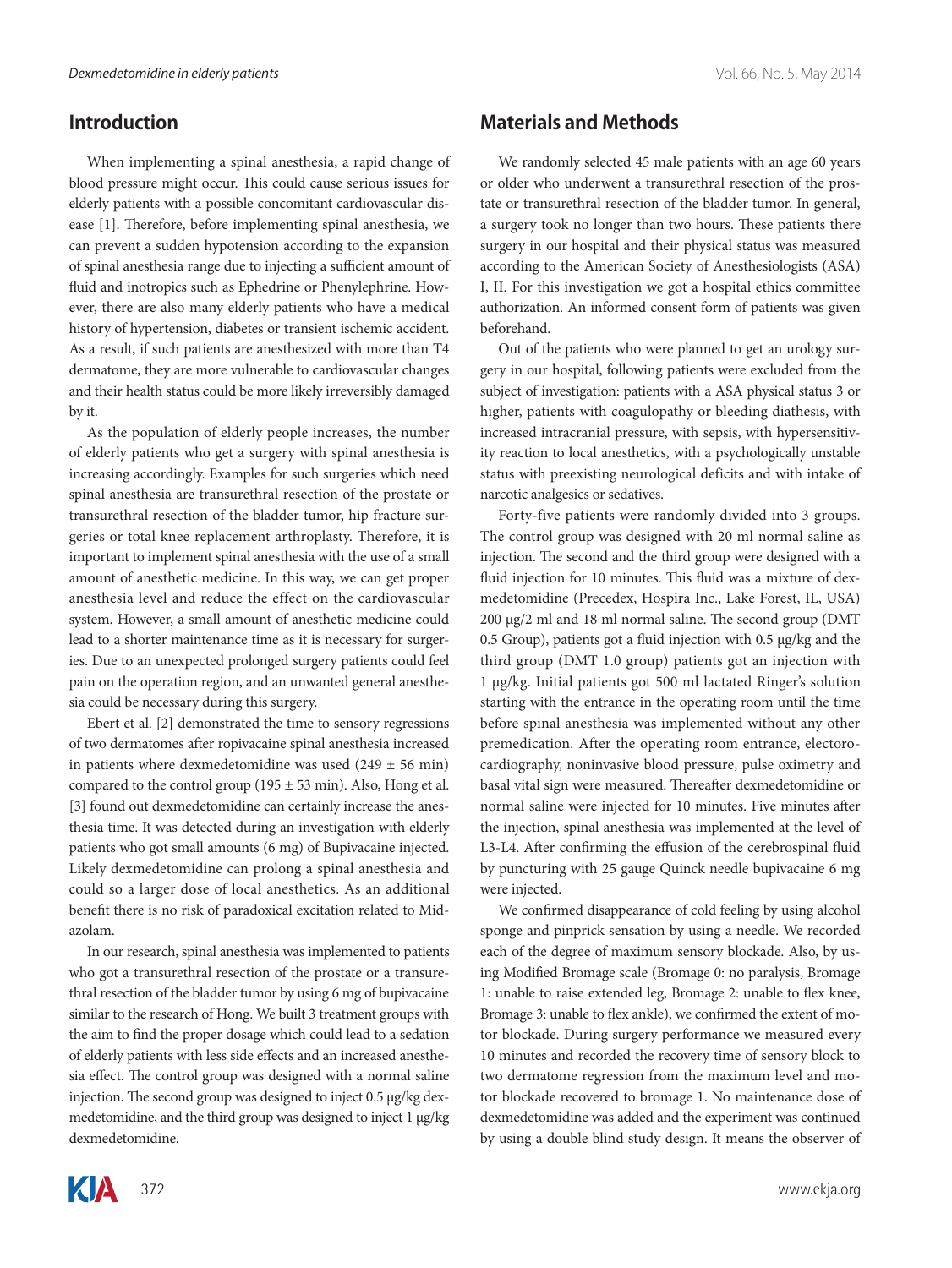## Introduction

When implementing a spinal anesthesia, a rapid change of blood pressure might occur. This could cause serious issues for elderly patients with a possible concomitant cardiovascular disease [1]. Therefore, before implementing spinal anesthesia, we can prevent a sudden hypotension according to the expansion of spinal anesthesia range due to injecting a sufficient amount of fluid and inotropics such as Ephedrine or Phenylephrine. However, there are also many elderly patients who have a medical history of hypertension, diabetes or transient ischemic accident. As a result, if such patients are anesthesized with more than T4 dermatome, they are more vulnerable to cardiovascular changes and their health status could be more likely irreversibly damaged by it.

As the population of elderly people increases, the number of elderly patients who get a surgery with spinal anesthesia is increasing accordingly. Examples for such surgeries which need spinal anesthesia are transurethral resection of the prostate or transurethral resection of the bladder tumor, hip fracture surgeries or total knee replacement arthroplasty. Therefore, it is important to implement spinal anesthesia with the use of a small amount of anesthetic medicine. In this way, we can get proper anesthesia level and reduce the effect on the cardiovascular system. However, a small amount of anesthetic medicine could lead to a shorter maintenance time as it is necessary for surgeries. Due to an unexpected prolonged surgery patients could feel pain on the operation region, and an unwanted general anesthesia could be necessary during this surgery.

Ebert et al. [2] demonstrated the time to sensory regressions of two dermatomes after ropivacaine spinal anesthesia increased in patients where dexmedetomidine was used (249 ± 56 min) compared to the control group (195 ± 53 min). Also, Hong et al. [3] found out dexmedetomidine can certainly increase the anesthesia time. It was detected during an investigation with elderly patients who got small amounts (6 mg) of Bupivacaine injected. Likely dexmedetomidine can prolong a spinal anesthesia and could so a larger dose of local anesthetics. As an additional benefit there is no risk of paradoxical excitation related to Midazolam.

In our research, spinal anesthesia was implemented to patients who got a transurethral resection of the prostate or a transurethral resection of the bladder tumor by using 6 mg of bupivacaine similar to the research of Hong. We built 3 treatment groups with the aim to find the proper dosage which could lead to a sedation of elderly patients with less side effects and an increased anesthesia effect. The control group was designed with a normal saline injection. The second group was designed to inject 0.5 μg/kg dexmedetomidine, and the third group was designed to inject 1 μg/kg dexmedetomidine.

## Materials and Methods

We randomly selected 45 male patients with an age 60 years or older who underwent a transurethral resection of the prostate or transurethral resection of the bladder tumor. In general, a surgery took no longer than two hours. These patients there surgery in our hospital and their physical status was measured according to the American Society of Anesthesiologists (ASA) I, II. For this investigation we got a hospital ethics committee authorization. An informed consent form of patients was given beforehand.

Out of the patients who were planned to get an urology surgery in our hospital, following patients were excluded from the subject of investigation: patients with a ASA physical status 3 or higher, patients with coagulopathy or bleeding diathesis, with increased intracranial pressure, with sepsis, with hypersensitivity reaction to local anesthetics, with a psychologically unstable status with preexisting neurological deficits and with intake of narcotic analgesics or sedatives.

Forty-five patients were randomly divided into 3 groups. The control group was designed with 20 ml normal saline as injection. The second and the third group were designed with a fluid injection for 10 minutes. This fluid was a mixture of dexmedetomidine (Precedex, Hospira Inc., Lake Forest, IL, USA) 200 μg/2 ml and 18 ml normal saline. The second group (DMT 0.5 Group), patients got a fluid injection with 0.5 μg/kg and the third group (DMT 1.0 group) patients got an injection with 1 μg/kg. Initial patients got 500 ml lactated Ringer's solution starting with the entrance in the operating room until the time before spinal anesthesia was implemented without any other premedication. After the operating room entrance, electorocardiography, noninvasive blood pressure, pulse oximetry and basal vital sign were measured. Thereafter dexmedetomidine or normal saline were injected for 10 minutes. Five minutes after the injection, spinal anesthesia was implemented at the level of L3-L4. After confirming the effusion of the cerebrospinal fluid by puncturing with 25 gauge Quinck needle bupivacaine 6 mg were injected.

We confirmed disappearance of cold feeling by using alcohol sponge and pinprick sensation by using a needle. We recorded each of the degree of maximum sensory blockade. Also, by using Modified Bromage scale (Bromage 0: no paralysis, Bromage 1: unable to raise extended leg, Bromage 2: unable to flex knee, Bromage 3: unable to flex ankle), we confirmed the extent of motor blockade. During surgery performance we measured every 10 minutes and recorded the recovery time of sensory block to two dermatome regression from the maximum level and motor blockade recovered to bromage 1. No maintenance dose of dexmedetomidine was added and the experiment was continued by using a double blind study design. It means the observer of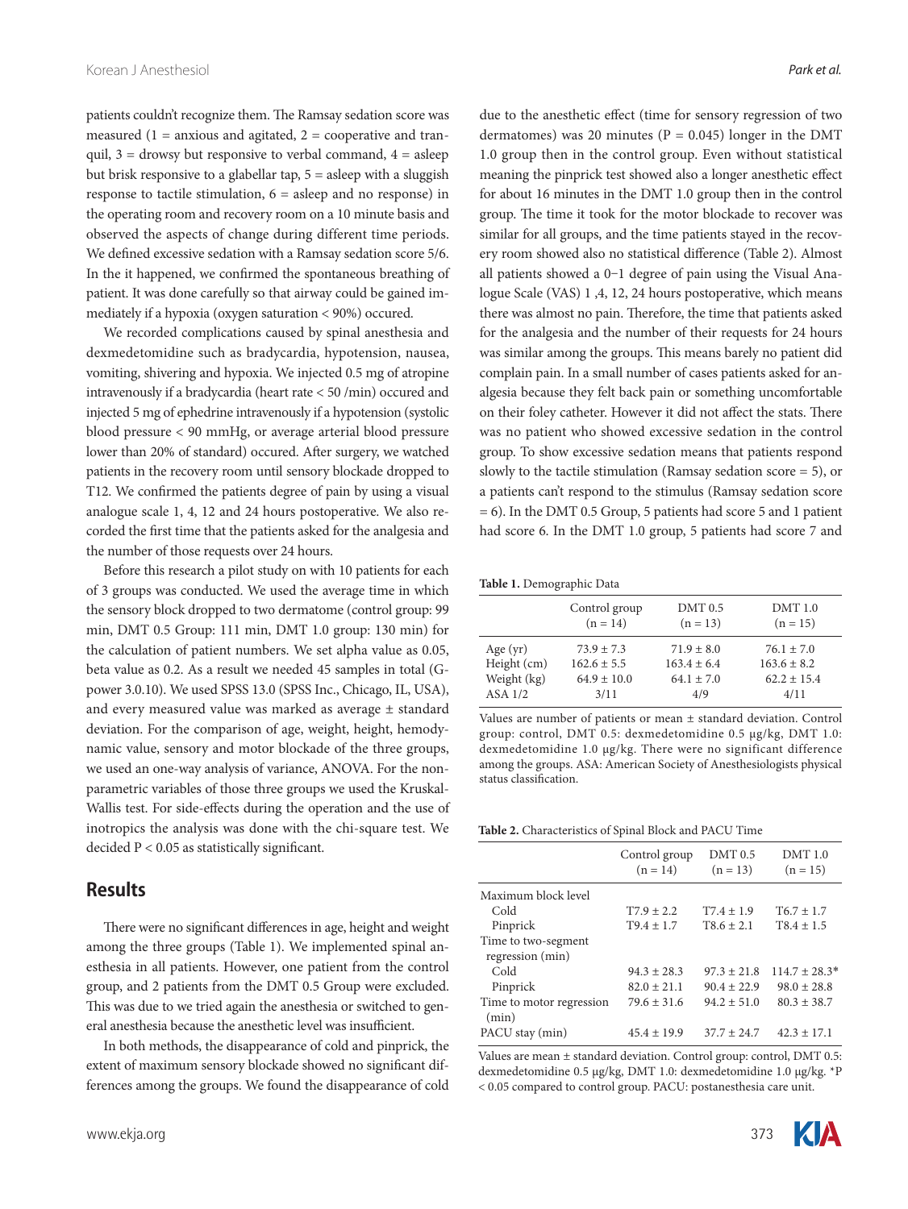patients couldn't recognize them. The Ramsay sedation score was measured (1 = anxious and agitated, 2 = cooperative and tranquil, 3 = drowsy but responsive to verbal command, 4 = asleep but brisk responsive to a glabellar tap, 5 = asleep with a sluggish response to tactile stimulation, 6 = asleep and no response) in the operating room and recovery room on a 10 minute basis and observed the aspects of change during different time periods. We defined excessive sedation with a Ramsay sedation score 5/6. In the it happened, we confirmed the spontaneous breathing of patient. It was done carefully so that airway could be gained immediately if a hypoxia (oxygen saturation < 90%) occured.

We recorded complications caused by spinal anesthesia and dexmedetomidine such as bradycardia, hypotension, nausea, vomiting, shivering and hypoxia. We injected 0.5 mg of atropine intravenously if a bradycardia (heart rate < 50 /min) occured and injected 5 mg of ephedrine intravenously if a hypotension (systolic blood pressure < 90 mmHg, or average arterial blood pressure lower than 20% of standard) occured. After surgery, we watched patients in the recovery room until sensory blockade dropped to T12. We confirmed the patients degree of pain by using a visual analogue scale 1, 4, 12 and 24 hours postoperative. We also recorded the first time that the patients asked for the analgesia and the number of those requests over 24 hours.

Before this research a pilot study on with 10 patients for each of 3 groups was conducted. We used the average time in which the sensory block dropped to two dermatome (control group: 99 min, DMT 0.5 Group: 111 min, DMT 1.0 group: 130 min) for the calculation of patient numbers. We set alpha value as 0.05, beta value as 0.2. As a result we needed 45 samples in total (G-power 3.0.10). We used SPSS 13.0 (SPSS Inc., Chicago, IL, USA), and every measured value was marked as average ± standard deviation. For the comparison of age, weight, height, hemodynamic value, sensory and motor blockade of the three groups, we used an one-way analysis of variance, ANOVA. For the non-parametric variables of those three groups we used the Kruskal-Wallis test. For side-effects during the operation and the use of inotropics the analysis was done with the chi-square test. We decided $P < 0.05$ as statistically significant.

## Results

There were no significant differences in age, height and weight among the three groups (Table 1). We implemented spinal anesthesia in all patients. However, one patient from the control group, and 2 patients from the DMT 0.5 Group were excluded. This was due to we tried again the anesthesia or switched to general anesthesia because the anesthetic level was insufficient.

In both methods, the disappearance of cold and pinprick, the extent of maximum sensory blockade showed no significant differences among the groups. We found the disappearance of cold due to the anesthetic effect (time for sensory regression of two dermatomes) was 20 minutes ($P = 0.045$) longer in the DMT 1.0 group then in the control group. Even without statistical meaning the pinprick test showed also a longer anesthetic effect for about 16 minutes in the DMT 1.0 group then in the control group. The time it took for the motor blockade to recover was similar for all groups, and the time patients stayed in the recovery room showed also no statistical difference (Table 2). Almost all patients showed a 0−1 degree of pain using the Visual Analogue Scale (VAS) 1 ,4, 12, 24 hours postoperative, which means there was almost no pain. Therefore, the time that patients asked for the analgesia and the number of their requests for 24 hours was similar among the groups. This means barely no patient did complain pain. In a small number of cases patients asked for analgesia because they felt back pain or something uncomfortable on their foley catheter. However it did not affect the stats. There was no patient who showed excessive sedation in the control group. To show excessive sedation means that patients respond slowly to the tactile stimulation (Ramsay sedation score = 5), or a patients can't respond to the stimulus (Ramsay sedation score = 6). In the DMT 0.5 Group, 5 patients had score 5 and 1 patient had score 6. In the DMT 1.0 group, 5 patients had score 7 and

**Table 1.** Demographic Data

| | Control group (n = 14) | DMT 0.5 (n = 13) | DMT 1.0 (n = 15) |
|---|---|---|---|
| Age (yr) | 73.9 ± 7.3 | 71.9 ± 8.0 | 76.1 ± 7.0 |
| Height (cm) | 162.6 ± 5.5 | 163.4 ± 6.4 | 163.6 ± 8.2 |
| Weight (kg) | 64.9 ± 10.0 | 64.1 ± 7.0 | 62.2 ± 15.4 |
| ASA 1/2 | 3/11 | 4/9 | 4/11 |

Values are number of patients or mean ± standard deviation. Control group: control, DMT 0.5: dexmedetomidine 0.5 μg/kg, DMT 1.0: dexmedetomidine 1.0 μg/kg. There were no significant difference among the groups. ASA: American Society of Anesthesiologists physical status classification.

**Table 2.** Characteristics of Spinal Block and PACU Time

| | Control group (n = 14) | DMT 0.5 (n = 13) | DMT 1.0 (n = 15) |
|---|---|---|---|
| Maximum block level | | | |
| Cold | T7.9 ± 2.2 | T7.4 ± 1.9 | T6.7 ± 1.7 |
| Pinprick | T9.4 ± 1.7 | T8.6 ± 2.1 | T8.4 ± 1.5 |
| Time to two-segment regression (min) | | | |
| Cold | 94.3 ± 28.3 | 97.3 ± 21.8 | 114.7 ± 28.3* |
| Pinprick | 82.0 ± 21.1 | 90.4 ± 22.9 | 98.0 ± 28.8 |
| Time to motor regression (min) | 79.6 ± 31.6 | 94.2 ± 51.0 | 80.3 ± 38.7 |
| PACU stay (min) | 45.4 ± 19.9 | 37.7 ± 24.7 | 42.3 ± 17.1 |

Values are mean ± standard deviation. Control group: control, DMT 0.5: dexmedetomidine 0.5 μg/kg, DMT 1.0: dexmedetomidine 1.0 μg/kg. *$P < 0.05$ compared to control group. PACU: postanesthesia care unit.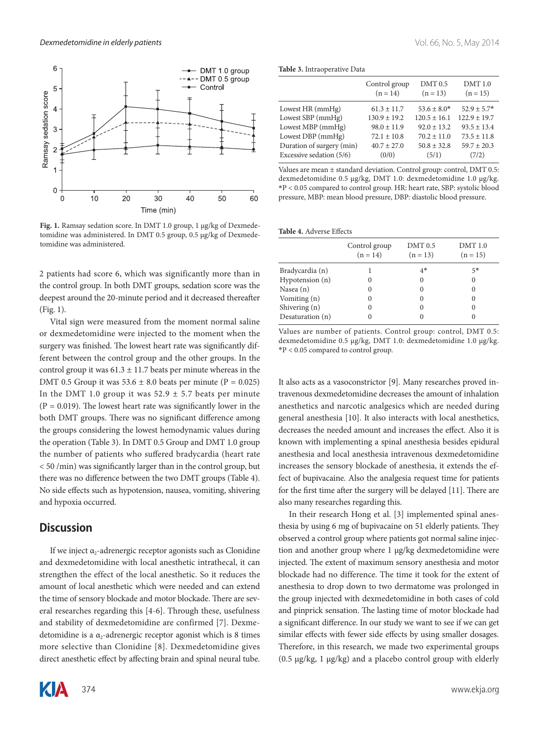Fig. 1. Ramsay sedation score. In DMT 1.0 group, 1 μg/kg of Dexmedetomidine was administered. In DMT 0.5 group, 0.5 μg/kg of Dexmedetomidine was administered.

2 patients had score 6, which was significantly more than in the control group. In both DMT groups, sedation score was the deepest around the 20-minute period and it decreased thereafter (Fig. 1).

Vital sign were measured from the moment normal saline or dexmedetomidine were injected to the moment when the surgery was finished. The lowest heart rate was significantly different between the control group and the other groups. In the control group it was 61.3 ± 11.7 beats per minute whereas in the DMT 0.5 Group it was 53.6 ± 8.0 beats per minute (P = 0.025) In the DMT 1.0 group it was 52.9 ± 5.7 beats per minute (P = 0.019). The lowest heart rate was significantly lower in the both DMT groups. There was no significant difference among the groups considering the lowest hemodynamic values during the operation (Table 3). In DMT 0.5 Group and DMT 1.0 group the number of patients who suffered bradycardia (heart rate < 50 /min) was significantly larger than in the control group, but there was no difference between the two DMT groups (Table 4). No side effects such as hypotension, nausea, vomiting, shivering and hypoxia occurred.

**Table 3.** Intraoperative Data

| | Control group (n = 14) | DMT 0.5 (n = 13) | DMT 1.0 (n = 15) |
|---|---|---|---|
| Lowest HR (mmHg) | 61.3 ± 11.7 | 53.6 ± 8.0* | 52.9 ± 5.7* |
| Lowest SBP (mmHg) | 130.9 ± 19.2 | 120.5 ± 16.1 | 122.9 ± 19.7 |
| Lowest MBP (mmHg) | 98.0 ± 11.9 | 92.0 ± 13.2 | 93.5 ± 13.4 |
| Lowest DBP (mmHg) | 72.1 ± 10.8 | 70.2 ± 11.0 | 73.5 ± 11.8 |
| Duration of surgery (min) | 40.7 ± 27.0 | 50.8 ± 32.8 | 59.7 ± 20.3 |
| Excessive sedation (5/6) | (0/0) | (5/1) | (7/2) |

Values are mean ± standard deviation. Control group: control, DMT 0.5: dexmedetomidine 0.5 μg/kg, DMT 1.0: dexmedetomidine 1.0 μg/kg. *P < 0.05 compared to control group. HR: heart rate, SBP: systolic blood pressure, MBP: mean blood pressure, DBP: diastolic blood pressure.

**Table 4.** Adverse Effects

| | Control group (n = 14) | DMT 0.5 (n = 13) | DMT 1.0 (n = 15) |
|---|---|---|---|
| Bradycardia (n) | 1 | 4* | 5* |
| Hypotension (n) | 0 | 0 | 0 |
| Nasea (n) | 0 | 0 | 0 |
| Vomiting (n) | 0 | 0 | 0 |
| Shivering (n) | 0 | 0 | 0 |
| Desaturation (n) | 0 | 0 | 0 |

Values are number of patients. Control group: control, DMT 0.5: dexmedetomidine 0.5 μg/kg, DMT 1.0: dexmedetomidine 1.0 μg/kg. *P < 0.05 compared to control group.

## Discussion

If we inject $\alpha_2$-adrenergic receptor agonists such as Clonidine and dexmedetomidine with local anesthetic intrathecal, it can strengthen the effect of the local anesthetic. So it reduces the amount of local anesthetic which were needed and can extend the time of sensory blockade and motor blockade. There are several researches regarding this [4-6]. Through these, usefulness and stability of dexmedetomidine are confirmed [7]. Dexmedetomidine is a $\alpha_2$-adrenergic receptor agonist which is 8 times more selective than Clonidine [8]. Dexmedetomidine gives direct anesthetic effect by affecting brain and spinal neural tube. It also acts as a vasoconstrictor [9]. Many researches proved intravenous dexmedetomidine decreases the amount of inhalation anesthetics and narcotic analgesics which are needed during general anesthesia [10]. It also interacts with local anesthetics, decreases the needed amount and increases the effect. Also it is known with implementing a spinal anesthesia besides epidural anesthesia and local anesthesia intravenous dexmedetomidine increases the sensory blockade of anesthesia, it extends the effect of bupivacaine. Also the analgesia request time for patients for the first time after the surgery will be delayed [11]. There are also many researches regarding this.

In their research Hong et al. [3] implemented spinal anesthesia by using 6 mg of bupivacaine on 51 elderly patients. They observed a control group where patients got normal saline injection and another group where 1 μg/kg dexmedetomidine were injected. The extent of maximum sensory anesthesia and motor blockade had no difference. The time it took for the extent of anesthesia to drop down to two dermatome was prolonged in the group injected with dexmedetomidine in both cases of cold and pinprick sensation. The lasting time of motor blockade had a significant difference. In our study we want to see if we can get similar effects with fewer side effects by using smaller dosages. Therefore, in this research, we made two experimental groups (0.5 μg/kg, 1 μg/kg) and a placebo control group with elderly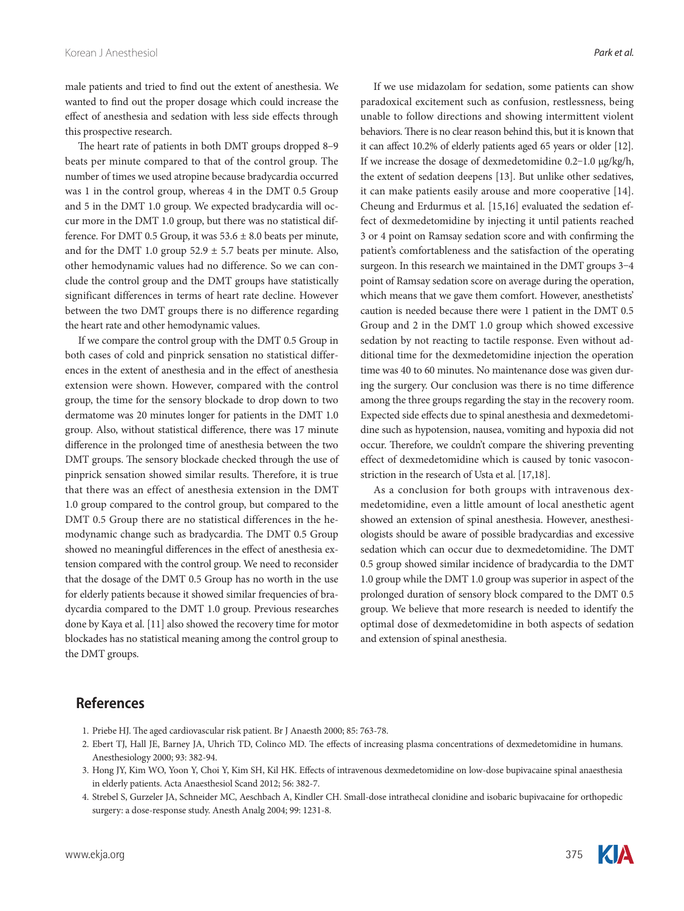male patients and tried to find out the extent of anesthesia. We wanted to find out the proper dosage which could increase the effect of anesthesia and sedation with less side effects through this prospective research.

The heart rate of patients in both DMT groups dropped 8–9 beats per minute compared to that of the control group. The number of times we used atropine because bradycardia occurred was 1 in the control group, whereas 4 in the DMT 0.5 Group and 5 in the DMT 1.0 group. We expected bradycardia will occur more in the DMT 1.0 group, but there was no statistical difference. For DMT 0.5 Group, it was 53.6 ± 8.0 beats per minute, and for the DMT 1.0 group 52.9 ± 5.7 beats per minute. Also, other hemodynamic values had no difference. So we can conclude the control group and the DMT groups have statistically significant differences in terms of heart rate decline. However between the two DMT groups there is no difference regarding the heart rate and other hemodynamic values.

If we compare the control group with the DMT 0.5 Group in both cases of cold and pinprick sensation no statistical differences in the extent of anesthesia and in the effect of anesthesia extension were shown. However, compared with the control group, the time for the sensory blockade to drop down to two dermatome was 20 minutes longer for patients in the DMT 1.0 group. Also, without statistical difference, there was 17 minute difference in the prolonged time of anesthesia between the two DMT groups. The sensory blockade checked through the use of pinprick sensation showed similar results. Therefore, it is true that there was an effect of anesthesia extension in the DMT 1.0 group compared to the control group, but compared to the DMT 0.5 Group there are no statistical differences in the hemodynamic change such as bradycardia. The DMT 0.5 Group showed no meaningful differences in the effect of anesthesia extension compared with the control group. We need to reconsider that the dosage of the DMT 0.5 Group has no worth in the use for elderly patients because it showed similar frequencies of bradycardia compared to the DMT 1.0 group. Previous researches done by Kaya et al. [11] also showed the recovery time for motor blockades has no statistical meaning among the control group to the DMT groups.

If we use midazolam for sedation, some patients can show paradoxical excitement such as confusion, restlessness, being unable to follow directions and showing intermittent violent behaviors. There is no clear reason behind this, but it is known that it can affect 10.2% of elderly patients aged 65 years or older [12]. If we increase the dosage of dexmedetomidine 0.2–1.0 μg/kg/h, the extent of sedation deepens [13]. But unlike other sedatives, it can make patients easily arouse and more cooperative [14]. Cheung and Erdurmus et al. [15,16] evaluated the sedation effect of dexmedetomidine by injecting it until patients reached 3 or 4 point on Ramsay sedation score and with confirming the patient's comfortableness and the satisfaction of the operating surgeon. In this research we maintained in the DMT groups 3–4 point of Ramsay sedation score on average during the operation, which means that we gave them comfort. However, anesthetists' caution is needed because there were 1 patient in the DMT 0.5 Group and 2 in the DMT 1.0 group which showed excessive sedation by not reacting to tactile response. Even without additional time for the dexmedetomidine injection the operation time was 40 to 60 minutes. No maintenance dose was given during the surgery. Our conclusion was there is no time difference among the three groups regarding the stay in the recovery room. Expected side effects due to spinal anesthesia and dexmedetomidine such as hypotension, nausea, vomiting and hypoxia did not occur. Therefore, we couldn't compare the shivering preventing effect of dexmedetomidine which is caused by tonic vasoconstriction in the research of Usta et al. [17,18].

As a conclusion for both groups with intravenous dexmedetomidine, even a little amount of local anesthetic agent showed an extension of spinal anesthesia. However, anesthesiologists should be aware of possible bradycardias and excessive sedation which can occur due to dexmedetomidine. The DMT 0.5 group showed similar incidence of bradycardia to the DMT 1.0 group while the DMT 1.0 group was superior in aspect of the prolonged duration of sensory block compared to the DMT 0.5 group. We believe that more research is needed to identify the optimal dose of dexmedetomidine in both aspects of sedation and extension of spinal anesthesia.

## References

1. Priebe HJ. The aged cardiovascular risk patient. Br J Anaesth 2000; 85: 763-78.
2. Ebert TJ, Hall JE, Barney JA, Uhrich TD, Colinco MD. The effects of increasing plasma concentrations of dexmedetomidine in humans. Anesthesiology 2000; 93: 382-94.
3. Hong JY, Kim WO, Yoon Y, Choi Y, Kim SH, Kil HK. Effects of intravenous dexmedetomidine on low-dose bupivacaine spinal anaesthesia in elderly patients. Acta Anaesthesiol Scand 2012; 56: 382-7.
4. Strebel S, Gurzeler JA, Schneider MC, Aeschbach A, Kindler CH. Small-dose intrathecal clonidine and isobaric bupivacaine for orthopedic surgery: a dose-response study. Anesth Analg 2004; 99: 1231-8.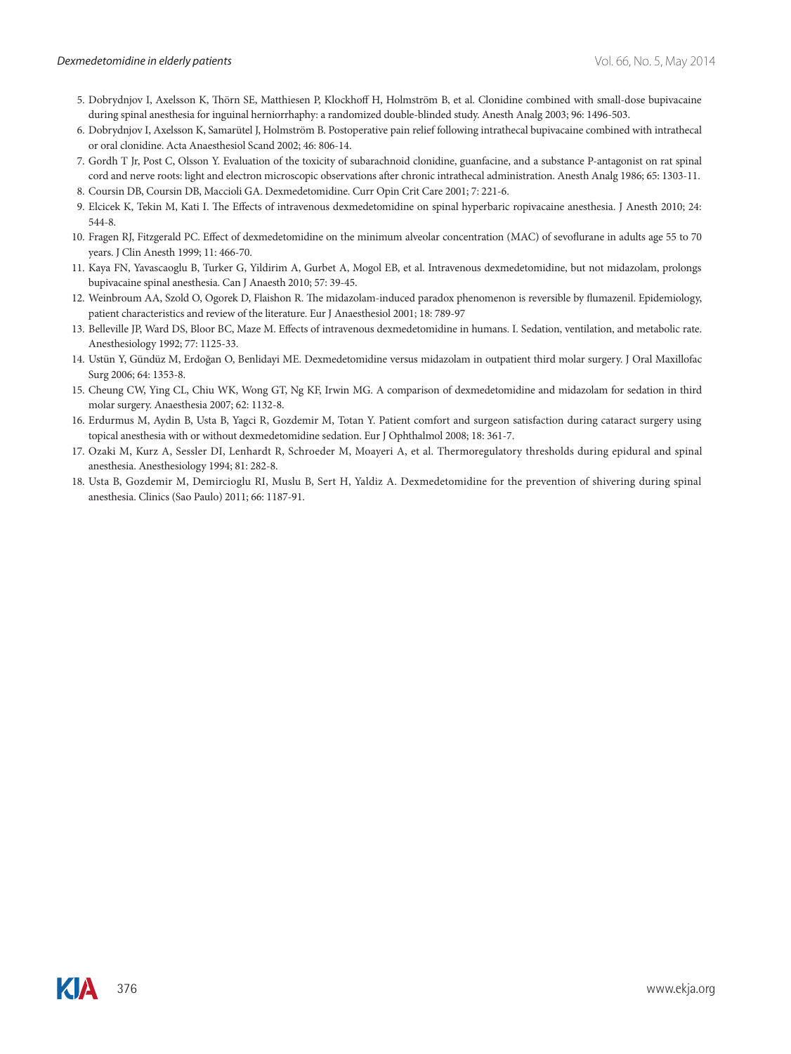5. Dobrydnjov I, Axelsson K, Thörn SE, Matthiesen P, Klockhoff H, Holmström B, et al. Clonidine combined with small-dose bupivacaine during spinal anesthesia for inguinal herniorrhaphy: a randomized double-blinded study. Anesth Analg 2003; 96: 1496-503.
6. Dobrydnjov I, Axelsson K, Samarütel J, Holmström B. Postoperative pain relief following intrathecal bupivacaine combined with intrathecal or oral clonidine. Acta Anaesthesiol Scand 2002; 46: 806-14.
7. Gordh T Jr, Post C, Olsson Y. Evaluation of the toxicity of subarachnoid clonidine, guanfacine, and a substance P-antagonist on rat spinal cord and nerve roots: light and electron microscopic observations after chronic intrathecal administration. Anesth Analg 1986; 65: 1303-11.
8. Coursin DB, Coursin DB, Maccioli GA. Dexmedetomidine. Curr Opin Crit Care 2001; 7: 221-6.
9. Elcicek K, Tekin M, Kati I. The Effects of intravenous dexmedetomidine on spinal hyperbaric ropivacaine anesthesia. J Anesth 2010; 24: 544-8.
10. Fragen RJ, Fitzgerald PC. Effect of dexmedetomidine on the minimum alveolar concentration (MAC) of sevoflurane in adults age 55 to 70 years. J Clin Anesth 1999; 11: 466-70.
11. Kaya FN, Yavascaoglu B, Turker G, Yildirim A, Gurbet A, Mogol EB, et al. Intravenous dexmedetomidine, but not midazolam, prolongs bupivacaine spinal anesthesia. Can J Anaesth 2010; 57: 39-45.
12. Weinbroum AA, Szold O, Ogorek D, Flaishon R. The midazolam-induced paradox phenomenon is reversible by flumazenil. Epidemiology, patient characteristics and review of the literature. Eur J Anaesthesiol 2001; 18: 789-97
13. Belleville JP, Ward DS, Bloor BC, Maze M. Effects of intravenous dexmedetomidine in humans. I. Sedation, ventilation, and metabolic rate. Anesthesiology 1992; 77: 1125-33.
14. Ustün Y, Gündüz M, Erdoğan O, Benlidayi ME. Dexmedetomidine versus midazolam in outpatient third molar surgery. J Oral Maxillofac Surg 2006; 64: 1353-8.
15. Cheung CW, Ying CL, Chiu WK, Wong GT, Ng KF, Irwin MG. A comparison of dexmedetomidine and midazolam for sedation in third molar surgery. Anaesthesia 2007; 62: 1132-8.
16. Erdurmus M, Aydin B, Usta B, Yagci R, Gozdemir M, Totan Y. Patient comfort and surgeon satisfaction during cataract surgery using topical anesthesia with or without dexmedetomidine sedation. Eur J Ophthalmol 2008; 18: 361-7.
17. Ozaki M, Kurz A, Sessler DI, Lenhardt R, Schroeder M, Moayeri A, et al. Thermoregulatory thresholds during epidural and spinal anesthesia. Anesthesiology 1994; 81: 282-8.
18. Usta B, Gozdemir M, Demircioglu RI, Muslu B, Sert H, Yaldiz A. Dexmedetomidine for the prevention of shivering during spinal anesthesia. Clinics (Sao Paulo) 2011; 66: 1187-91.